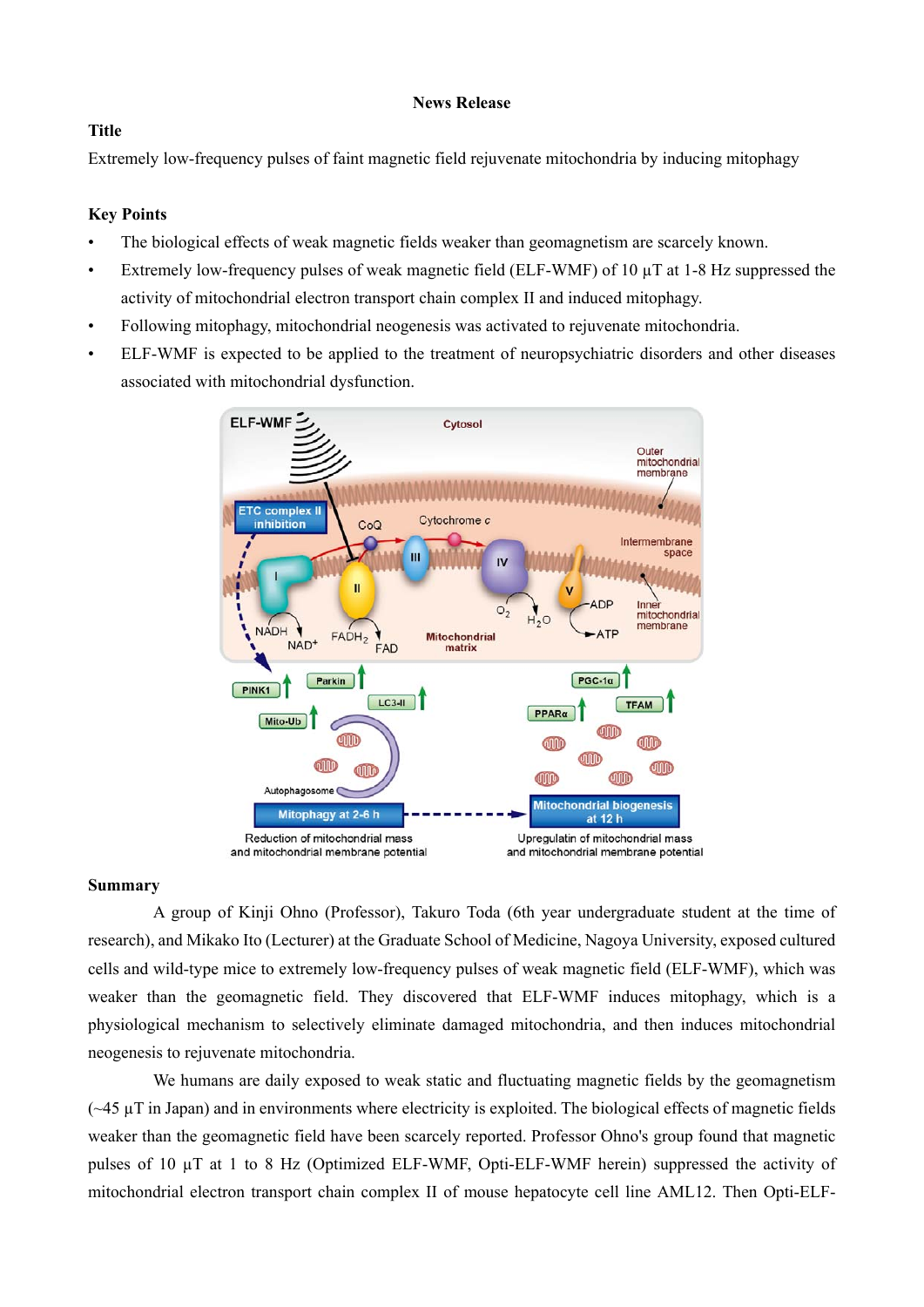# News Release

## Title

Extremely low-frequency pulses of faint magnetic field rejuvenate mitochondria by inducing mitophagy

## Key Points

- The biological effects of weak magnetic fields weaker than geomagnetism are scarcely known.
- Extremely low-frequency pulses of weak magnetic field (ELF-WMF) of 10 µT at 1-8 Hz suppressed the activity of mitochondrial electron transport chain complex II and induced mitophagy.
- Following mitophagy, mitochondrial neogenesis was activated to rejuvenate mitochondria.
- ELF-WMF is expected to be applied to the treatment of neuropsychiatric disorders and other diseases associated with mitochondrial dysfunction.

## Summary

A group of Kinji Ohno (Professor), Takuro Toda (6th year undergraduate student at the time of research), and Mikako Ito (Lecturer) at the Graduate School of Medicine, Nagoya University, exposed cultured cells and wild-type mice to extremely low-frequency pulses of weak magnetic field (ELF-WMF), which was weaker than the geomagnetic field. They discovered that ELF-WMF induces mitophagy, which is a physiological mechanism to selectively eliminate damaged mitochondria, and then induces mitochondrial neogenesis to rejuvenate mitochondria.

We humans are daily exposed to weak static and fluctuating magnetic fields by the geomagnetism (~45 µT in Japan) and in environments where electricity is exploited. The biological effects of magnetic fields weaker than the geomagnetic field have been scarcely reported. Professor Ohno's group found that magnetic pulses of 10 µT at 1 to 8 Hz (Optimized ELF-WMF, Opti-ELF-WMF herein) suppressed the activity of mitochondrial electron transport chain complex II of mouse hepatocyte cell line AML12. Then Opti-ELF-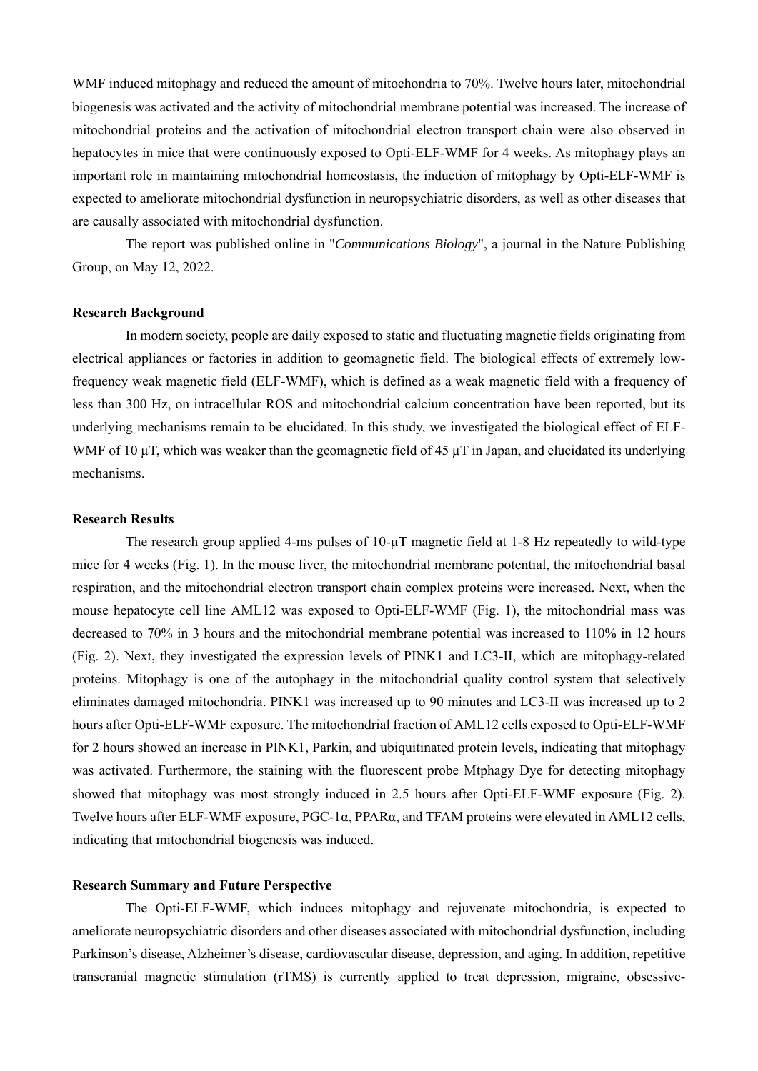WMF induced mitophagy and reduced the amount of mitochondria to 70%. Twelve hours later, mitochondrial biogenesis was activated and the activity of mitochondrial membrane potential was increased. The increase of mitochondrial proteins and the activation of mitochondrial electron transport chain were also observed in hepatocytes in mice that were continuously exposed to Opti-ELF-WMF for 4 weeks. As mitophagy plays an important role in maintaining mitochondrial homeostasis, the induction of mitophagy by Opti-ELF-WMF is expected to ameliorate mitochondrial dysfunction in neuropsychiatric disorders, as well as other diseases that are causally associated with mitochondrial dysfunction.

The report was published online in "*Communications Biology*", a journal in the Nature Publishing Group, on May 12, 2022.

**Research Background**

In modern society, people are daily exposed to static and fluctuating magnetic fields originating from electrical appliances or factories in addition to geomagnetic field. The biological effects of extremely low-frequency weak magnetic field (ELF-WMF), which is defined as a weak magnetic field with a frequency of less than 300 Hz, on intracellular ROS and mitochondrial calcium concentration have been reported, but its underlying mechanisms remain to be elucidated. In this study, we investigated the biological effect of ELF-WMF of 10 μT, which was weaker than the geomagnetic field of 45 μT in Japan, and elucidated its underlying mechanisms.

**Research Results**

The research group applied 4-ms pulses of 10-μT magnetic field at 1-8 Hz repeatedly to wild-type mice for 4 weeks (Fig. 1). In the mouse liver, the mitochondrial membrane potential, the mitochondrial basal respiration, and the mitochondrial electron transport chain complex proteins were increased. Next, when the mouse hepatocyte cell line AML12 was exposed to Opti-ELF-WMF (Fig. 1), the mitochondrial mass was decreased to 70% in 3 hours and the mitochondrial membrane potential was increased to 110% in 12 hours (Fig. 2). Next, they investigated the expression levels of PINK1 and LC3-II, which are mitophagy-related proteins. Mitophagy is one of the autophagy in the mitochondrial quality control system that selectively eliminates damaged mitochondria. PINK1 was increased up to 90 minutes and LC3-II was increased up to 2 hours after Opti-ELF-WMF exposure. The mitochondrial fraction of AML12 cells exposed to Opti-ELF-WMF for 2 hours showed an increase in PINK1, Parkin, and ubiquitinated protein levels, indicating that mitophagy was activated. Furthermore, the staining with the fluorescent probe Mtphagy Dye for detecting mitophagy showed that mitophagy was most strongly induced in 2.5 hours after Opti-ELF-WMF exposure (Fig. 2). Twelve hours after ELF-WMF exposure, PGC-1α, PPARα, and TFAM proteins were elevated in AML12 cells, indicating that mitochondrial biogenesis was induced.

**Research Summary and Future Perspective**

The Opti-ELF-WMF, which induces mitophagy and rejuvenate mitochondria, is expected to ameliorate neuropsychiatric disorders and other diseases associated with mitochondrial dysfunction, including Parkinson's disease, Alzheimer's disease, cardiovascular disease, depression, and aging. In addition, repetitive transcranial magnetic stimulation (rTMS) is currently applied to treat depression, migraine, obsessive-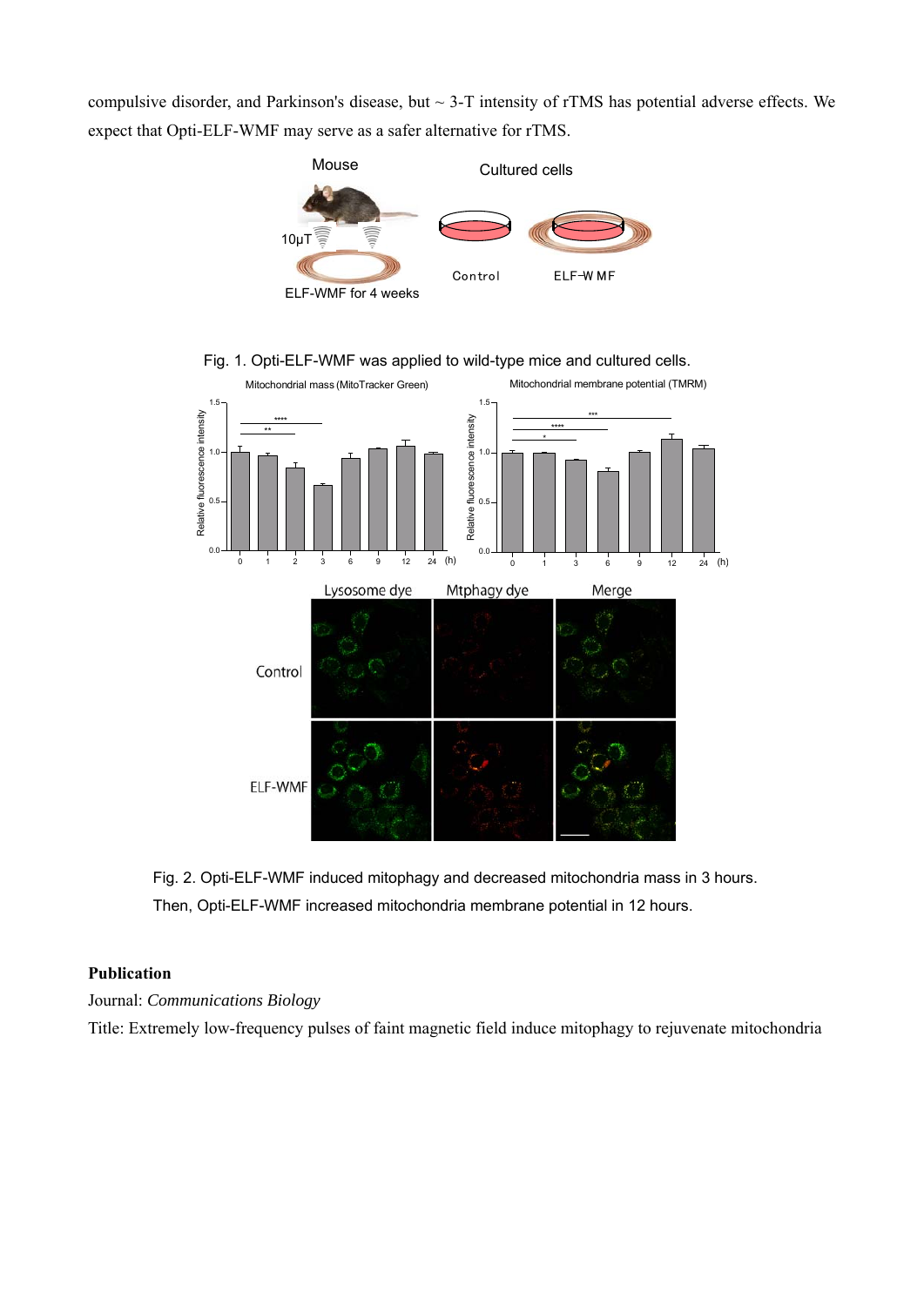compulsive disorder, and Parkinson's disease, but ~ 3-T intensity of rTMS has potential adverse effects. We expect that Opti-ELF-WMF may serve as a safer alternative for rTMS.

Fig. 1. Opti-ELF-WMF was applied to wild-type mice and cultured cells.

Fig. 2. Opti-ELF-WMF induced mitophagy and decreased mitochondria mass in 3 hours. Then, Opti-ELF-WMF increased mitochondria membrane potential in 12 hours.

**Publication**

Journal: *Communications Biology*

Title: Extremely low-frequency pulses of faint magnetic field induce mitophagy to rejuvenate mitochondria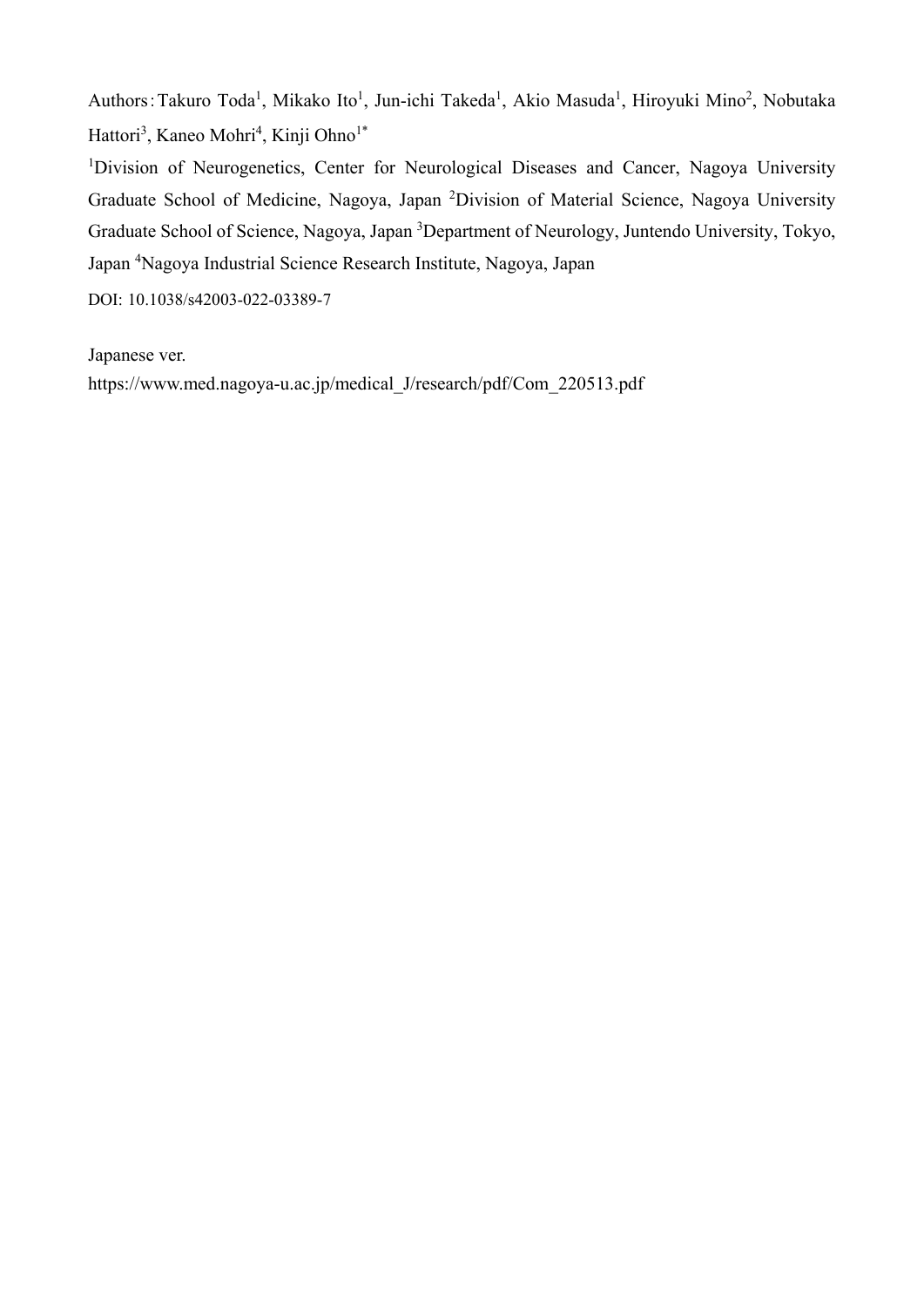Authors：Takuro Toda[1], Mikako Ito[1], Jun-ichi Takeda[1], Akio Masuda[1], Hiroyuki Mino[2], Nobutaka Hattori[3], Kaneo Mohri[4], Kinji Ohno[1*]

[1]Division of Neurogenetics, Center for Neurological Diseases and Cancer, Nagoya University Graduate School of Medicine, Nagoya, Japan [2]Division of Material Science, Nagoya University Graduate School of Science, Nagoya, Japan [3]Department of Neurology, Juntendo University, Tokyo, Japan [4]Nagoya Industrial Science Research Institute, Nagoya, Japan

DOI: 10.1038/s42003-022-03389-7

Japanese ver.
https://www.med.nagoya-u.ac.jp/medical_J/research/pdf/Com_220513.pdf